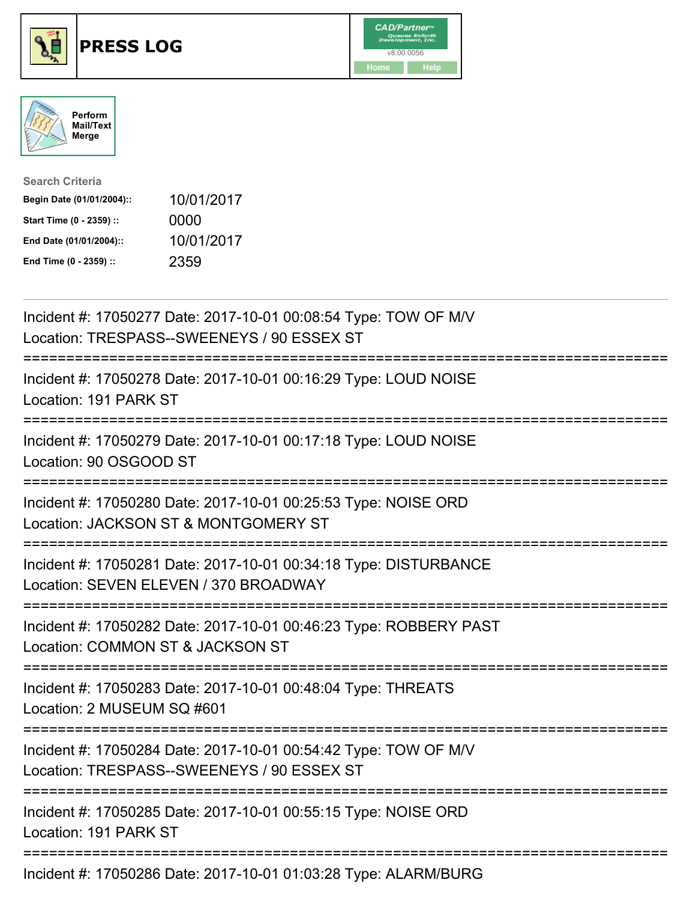# PRESS LOG

CAD/Partner v8.00.0056

Home | Help

Perform Mail/Text Merge

**Search Criteria**

| | |
|---|---|
| **Begin Date (01/01/2004)::** | 10/01/2017 |
| **Start Time (0 - 2359) ::** | 0000 |
| **End Date (01/01/2004)::** | 10/01/2017 |
| **End Time (0 - 2359) ::** | 2359 |

---

Incident #: 17050277 Date: 2017-10-01 00:08:54 Type: TOW OF M/V
Location: TRESPASS--SWEENEYS / 90 ESSEX ST

===========================================================================

Incident #: 17050278 Date: 2017-10-01 00:16:29 Type: LOUD NOISE
Location: 191 PARK ST

===========================================================================

Incident #: 17050279 Date: 2017-10-01 00:17:18 Type: LOUD NOISE
Location: 90 OSGOOD ST

===========================================================================

Incident #: 17050280 Date: 2017-10-01 00:25:53 Type: NOISE ORD
Location: JACKSON ST & MONTGOMERY ST

===========================================================================

Incident #: 17050281 Date: 2017-10-01 00:34:18 Type: DISTURBANCE
Location: SEVEN ELEVEN / 370 BROADWAY

===========================================================================

Incident #: 17050282 Date: 2017-10-01 00:46:23 Type: ROBBERY PAST
Location: COMMON ST & JACKSON ST

===========================================================================

Incident #: 17050283 Date: 2017-10-01 00:48:04 Type: THREATS
Location: 2 MUSEUM SQ #601

===========================================================================

Incident #: 17050284 Date: 2017-10-01 00:54:42 Type: TOW OF M/V
Location: TRESPASS--SWEENEYS / 90 ESSEX ST

===========================================================================

Incident #: 17050285 Date: 2017-10-01 00:55:15 Type: NOISE ORD
Location: 191 PARK ST

===========================================================================

Incident #: 17050286 Date: 2017-10-01 01:03:28 Type: ALARM/BURG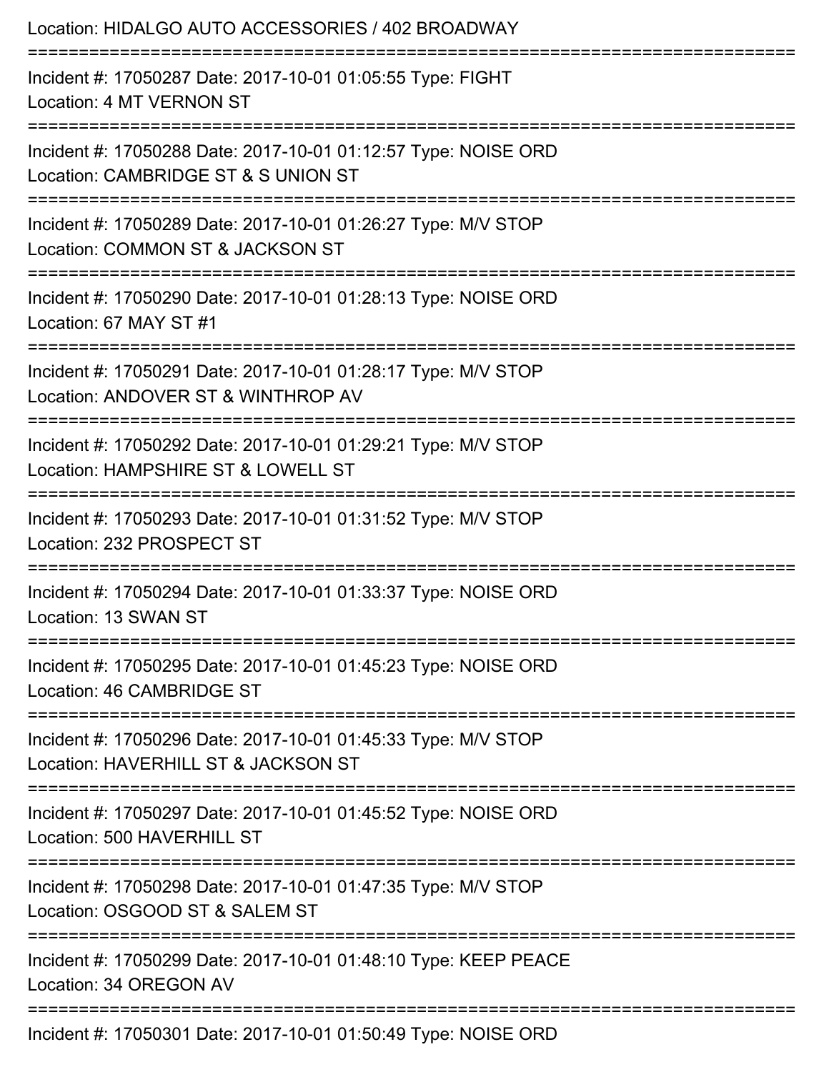Location: HIDALGO AUTO ACCESSORIES / 402 BROADWAY

===========================================================================

Incident #: 17050287 Date: 2017-10-01 01:05:55 Type: FIGHT
Location: 4 MT VERNON ST

===========================================================================

Incident #: 17050288 Date: 2017-10-01 01:12:57 Type: NOISE ORD
Location: CAMBRIDGE ST & S UNION ST

===========================================================================

Incident #: 17050289 Date: 2017-10-01 01:26:27 Type: M/V STOP
Location: COMMON ST & JACKSON ST

===========================================================================

Incident #: 17050290 Date: 2017-10-01 01:28:13 Type: NOISE ORD
Location: 67 MAY ST #1

===========================================================================

Incident #: 17050291 Date: 2017-10-01 01:28:17 Type: M/V STOP
Location: ANDOVER ST & WINTHROP AV

===========================================================================

Incident #: 17050292 Date: 2017-10-01 01:29:21 Type: M/V STOP
Location: HAMPSHIRE ST & LOWELL ST

===========================================================================

Incident #: 17050293 Date: 2017-10-01 01:31:52 Type: M/V STOP
Location: 232 PROSPECT ST

===========================================================================

Incident #: 17050294 Date: 2017-10-01 01:33:37 Type: NOISE ORD
Location: 13 SWAN ST

===========================================================================

Incident #: 17050295 Date: 2017-10-01 01:45:23 Type: NOISE ORD
Location: 46 CAMBRIDGE ST

===========================================================================

Incident #: 17050296 Date: 2017-10-01 01:45:33 Type: M/V STOP
Location: HAVERHILL ST & JACKSON ST

===========================================================================

Incident #: 17050297 Date: 2017-10-01 01:45:52 Type: NOISE ORD
Location: 500 HAVERHILL ST

===========================================================================

Incident #: 17050298 Date: 2017-10-01 01:47:35 Type: M/V STOP
Location: OSGOOD ST & SALEM ST

===========================================================================

Incident #: 17050299 Date: 2017-10-01 01:48:10 Type: KEEP PEACE
Location: 34 OREGON AV

===========================================================================

Incident #: 17050301 Date: 2017-10-01 01:50:49 Type: NOISE ORD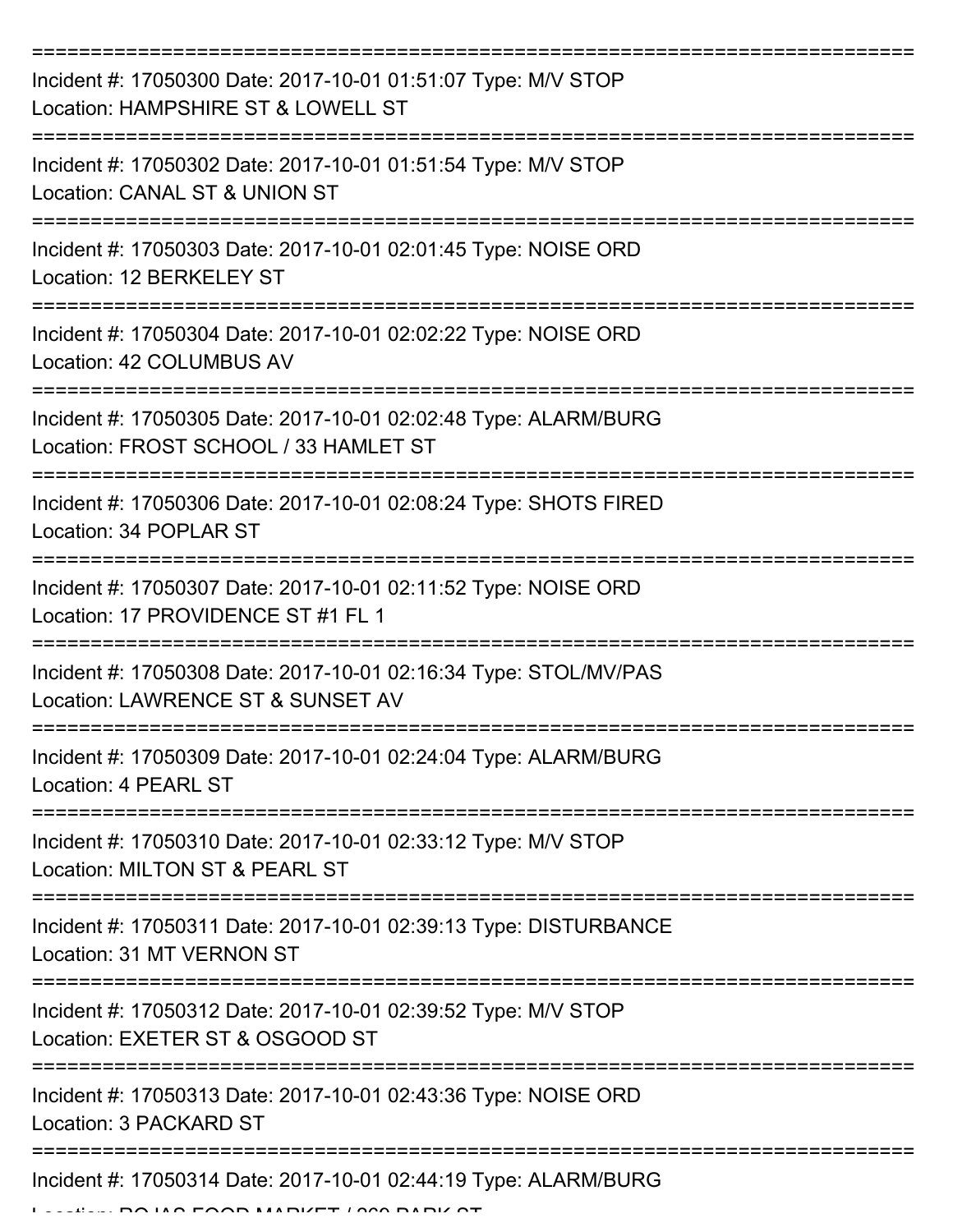===========================================================================

Incident #: 17050300 Date: 2017-10-01 01:51:07 Type: M/V STOP
Location: HAMPSHIRE ST & LOWELL ST

===========================================================================

Incident #: 17050302 Date: 2017-10-01 01:51:54 Type: M/V STOP
Location: CANAL ST & UNION ST

===========================================================================

Incident #: 17050303 Date: 2017-10-01 02:01:45 Type: NOISE ORD
Location: 12 BERKELEY ST

===========================================================================

Incident #: 17050304 Date: 2017-10-01 02:02:22 Type: NOISE ORD
Location: 42 COLUMBUS AV

===========================================================================

Incident #: 17050305 Date: 2017-10-01 02:02:48 Type: ALARM/BURG
Location: FROST SCHOOL / 33 HAMLET ST

===========================================================================

Incident #: 17050306 Date: 2017-10-01 02:08:24 Type: SHOTS FIRED
Location: 34 POPLAR ST

===========================================================================

Incident #: 17050307 Date: 2017-10-01 02:11:52 Type: NOISE ORD
Location: 17 PROVIDENCE ST #1 FL 1

===========================================================================

Incident #: 17050308 Date: 2017-10-01 02:16:34 Type: STOL/MV/PAS
Location: LAWRENCE ST & SUNSET AV

===========================================================================

Incident #: 17050309 Date: 2017-10-01 02:24:04 Type: ALARM/BURG
Location: 4 PEARL ST

===========================================================================

Incident #: 17050310 Date: 2017-10-01 02:33:12 Type: M/V STOP
Location: MILTON ST & PEARL ST

===========================================================================

Incident #: 17050311 Date: 2017-10-01 02:39:13 Type: DISTURBANCE
Location: 31 MT VERNON ST

===========================================================================

Incident #: 17050312 Date: 2017-10-01 02:39:52 Type: M/V STOP
Location: EXETER ST & OSGOOD ST

===========================================================================

Incident #: 17050313 Date: 2017-10-01 02:43:36 Type: NOISE ORD
Location: 3 PACKARD ST

===========================================================================

Incident #: 17050314 Date: 2017-10-01 02:44:19 Type: ALARM/BURG
Location: ROJAS FOOD MARKET / 260 PARK ST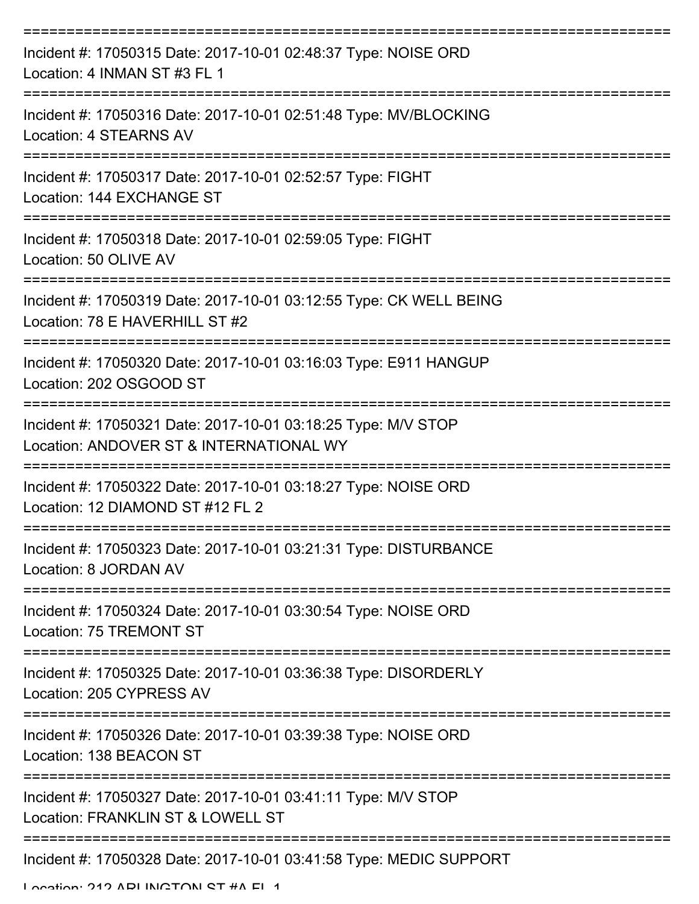===========================================================================

Incident #: 17050315 Date: 2017-10-01 02:48:37 Type: NOISE ORD
Location: 4 INMAN ST #3 FL 1

===========================================================================

Incident #: 17050316 Date: 2017-10-01 02:51:48 Type: MV/BLOCKING
Location: 4 STEARNS AV

===========================================================================

Incident #: 17050317 Date: 2017-10-01 02:52:57 Type: FIGHT
Location: 144 EXCHANGE ST

===========================================================================

Incident #: 17050318 Date: 2017-10-01 02:59:05 Type: FIGHT
Location: 50 OLIVE AV

===========================================================================

Incident #: 17050319 Date: 2017-10-01 03:12:55 Type: CK WELL BEING
Location: 78 E HAVERHILL ST #2

===========================================================================

Incident #: 17050320 Date: 2017-10-01 03:16:03 Type: E911 HANGUP
Location: 202 OSGOOD ST

===========================================================================

Incident #: 17050321 Date: 2017-10-01 03:18:25 Type: M/V STOP
Location: ANDOVER ST & INTERNATIONAL WY

===========================================================================

Incident #: 17050322 Date: 2017-10-01 03:18:27 Type: NOISE ORD
Location: 12 DIAMOND ST #12 FL 2

===========================================================================

Incident #: 17050323 Date: 2017-10-01 03:21:31 Type: DISTURBANCE
Location: 8 JORDAN AV

===========================================================================

Incident #: 17050324 Date: 2017-10-01 03:30:54 Type: NOISE ORD
Location: 75 TREMONT ST

===========================================================================

Incident #: 17050325 Date: 2017-10-01 03:36:38 Type: DISORDERLY
Location: 205 CYPRESS AV

===========================================================================

Incident #: 17050326 Date: 2017-10-01 03:39:38 Type: NOISE ORD
Location: 138 BEACON ST

===========================================================================

Incident #: 17050327 Date: 2017-10-01 03:41:11 Type: M/V STOP
Location: FRANKLIN ST & LOWELL ST

===========================================================================

Incident #: 17050328 Date: 2017-10-01 03:41:58 Type: MEDIC SUPPORT
Location: 212 ARLINGTON ST #A FL 1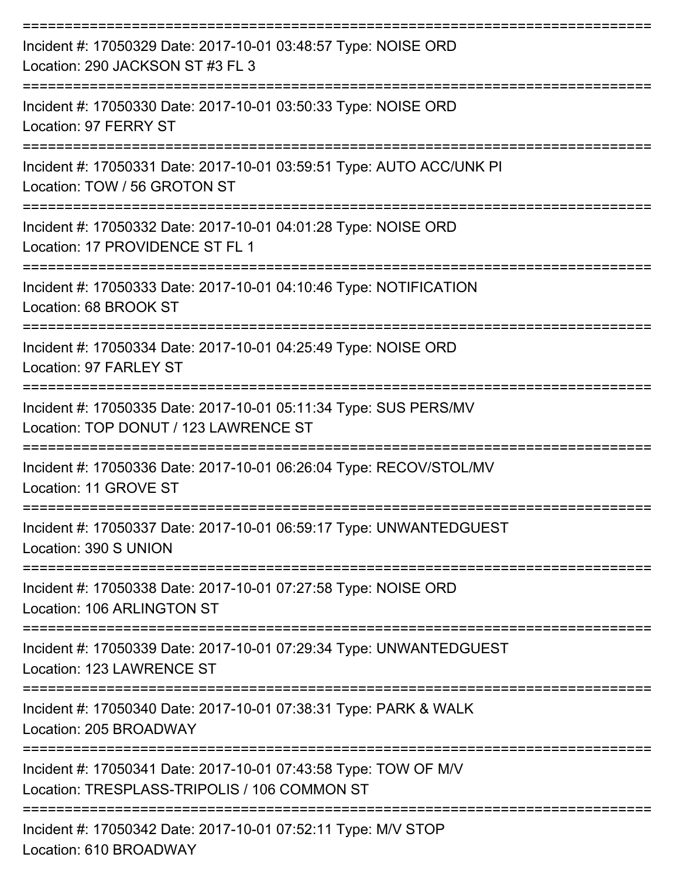===========================================================================

Incident #: 17050329 Date: 2017-10-01 03:48:57 Type: NOISE ORD
Location: 290 JACKSON ST #3 FL 3

===========================================================================

Incident #: 17050330 Date: 2017-10-01 03:50:33 Type: NOISE ORD
Location: 97 FERRY ST

===========================================================================

Incident #: 17050331 Date: 2017-10-01 03:59:51 Type: AUTO ACC/UNK PI
Location: TOW / 56 GROTON ST

===========================================================================

Incident #: 17050332 Date: 2017-10-01 04:01:28 Type: NOISE ORD
Location: 17 PROVIDENCE ST FL 1

===========================================================================

Incident #: 17050333 Date: 2017-10-01 04:10:46 Type: NOTIFICATION
Location: 68 BROOK ST

===========================================================================

Incident #: 17050334 Date: 2017-10-01 04:25:49 Type: NOISE ORD
Location: 97 FARLEY ST

===========================================================================

Incident #: 17050335 Date: 2017-10-01 05:11:34 Type: SUS PERS/MV
Location: TOP DONUT / 123 LAWRENCE ST

===========================================================================

Incident #: 17050336 Date: 2017-10-01 06:26:04 Type: RECOV/STOL/MV
Location: 11 GROVE ST

===========================================================================

Incident #: 17050337 Date: 2017-10-01 06:59:17 Type: UNWANTEDGUEST
Location: 390 S UNION

===========================================================================

Incident #: 17050338 Date: 2017-10-01 07:27:58 Type: NOISE ORD
Location: 106 ARLINGTON ST

===========================================================================

Incident #: 17050339 Date: 2017-10-01 07:29:34 Type: UNWANTEDGUEST
Location: 123 LAWRENCE ST

===========================================================================

Incident #: 17050340 Date: 2017-10-01 07:38:31 Type: PARK & WALK
Location: 205 BROADWAY

===========================================================================

Incident #: 17050341 Date: 2017-10-01 07:43:58 Type: TOW OF M/V
Location: TRESPLASS-TRIPOLIS / 106 COMMON ST

===========================================================================

Incident #: 17050342 Date: 2017-10-01 07:52:11 Type: M/V STOP
Location: 610 BROADWAY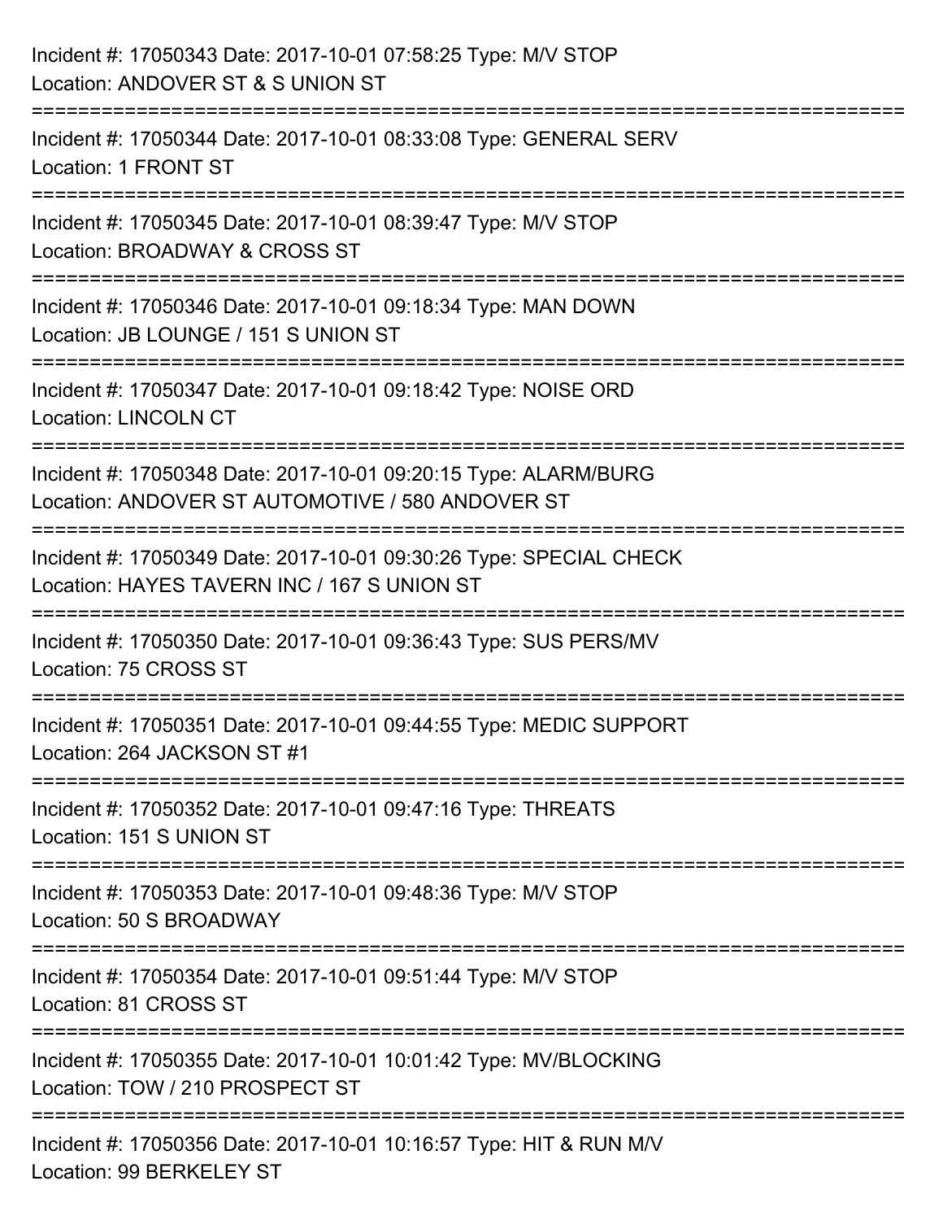Incident #: 17050343 Date: 2017-10-01 07:58:25 Type: M/V STOP
Location: ANDOVER ST & S UNION ST

===========================================================================

Incident #: 17050344 Date: 2017-10-01 08:33:08 Type: GENERAL SERV
Location: 1 FRONT ST

===========================================================================

Incident #: 17050345 Date: 2017-10-01 08:39:47 Type: M/V STOP
Location: BROADWAY & CROSS ST

===========================================================================

Incident #: 17050346 Date: 2017-10-01 09:18:34 Type: MAN DOWN
Location: JB LOUNGE / 151 S UNION ST

===========================================================================

Incident #: 17050347 Date: 2017-10-01 09:18:42 Type: NOISE ORD
Location: LINCOLN CT

===========================================================================

Incident #: 17050348 Date: 2017-10-01 09:20:15 Type: ALARM/BURG
Location: ANDOVER ST AUTOMOTIVE / 580 ANDOVER ST

===========================================================================

Incident #: 17050349 Date: 2017-10-01 09:30:26 Type: SPECIAL CHECK
Location: HAYES TAVERN INC / 167 S UNION ST

===========================================================================

Incident #: 17050350 Date: 2017-10-01 09:36:43 Type: SUS PERS/MV
Location: 75 CROSS ST

===========================================================================

Incident #: 17050351 Date: 2017-10-01 09:44:55 Type: MEDIC SUPPORT
Location: 264 JACKSON ST #1

===========================================================================

Incident #: 17050352 Date: 2017-10-01 09:47:16 Type: THREATS
Location: 151 S UNION ST

===========================================================================

Incident #: 17050353 Date: 2017-10-01 09:48:36 Type: M/V STOP
Location: 50 S BROADWAY

===========================================================================

Incident #: 17050354 Date: 2017-10-01 09:51:44 Type: M/V STOP
Location: 81 CROSS ST

===========================================================================

Incident #: 17050355 Date: 2017-10-01 10:01:42 Type: MV/BLOCKING
Location: TOW / 210 PROSPECT ST

===========================================================================

Incident #: 17050356 Date: 2017-10-01 10:16:57 Type: HIT & RUN M/V
Location: 99 BERKELEY ST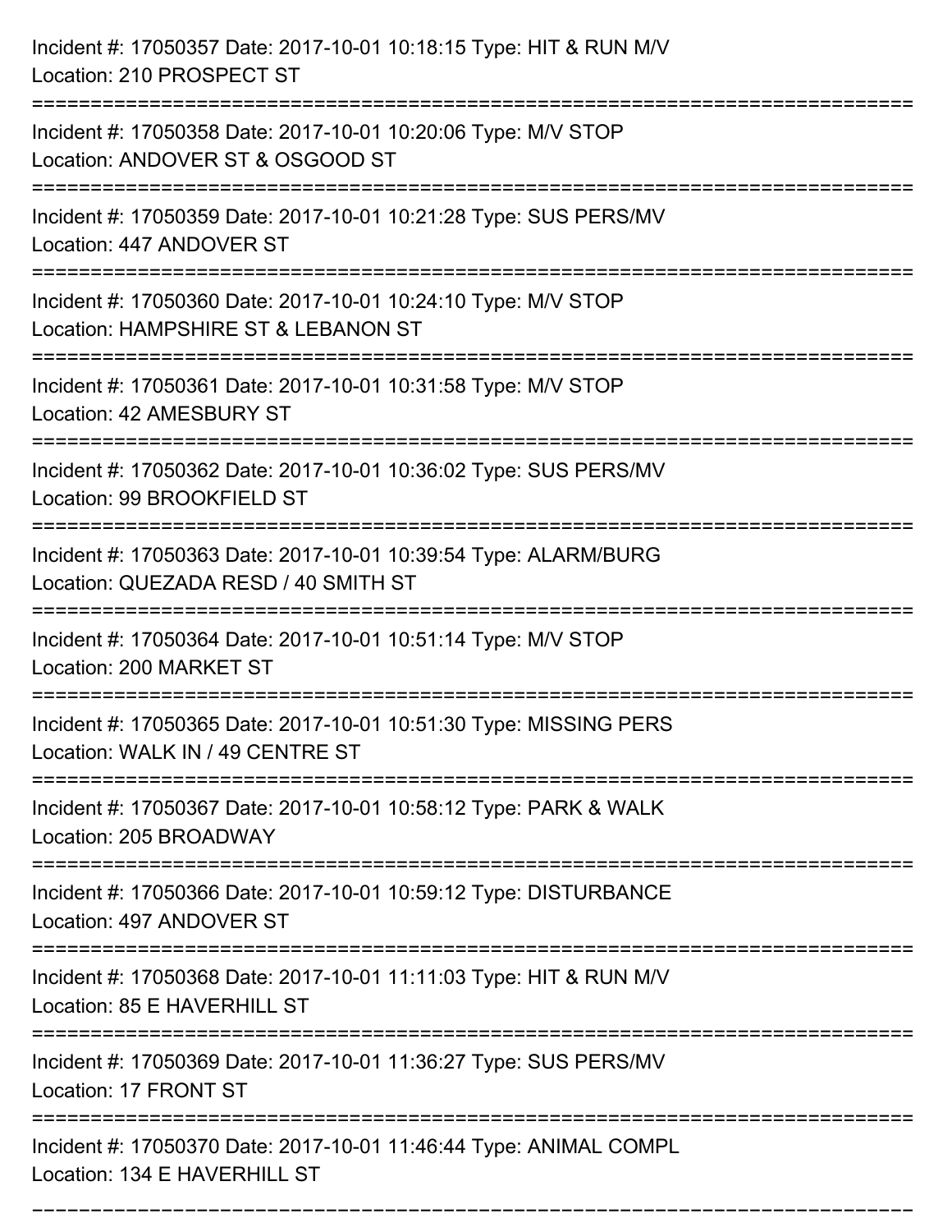Incident #: 17050357 Date: 2017-10-01 10:18:15 Type: HIT & RUN M/V
Location: 210 PROSPECT ST

===========================================================================

Incident #: 17050358 Date: 2017-10-01 10:20:06 Type: M/V STOP
Location: ANDOVER ST & OSGOOD ST

===========================================================================

Incident #: 17050359 Date: 2017-10-01 10:21:28 Type: SUS PERS/MV
Location: 447 ANDOVER ST

===========================================================================

Incident #: 17050360 Date: 2017-10-01 10:24:10 Type: M/V STOP
Location: HAMPSHIRE ST & LEBANON ST

===========================================================================

Incident #: 17050361 Date: 2017-10-01 10:31:58 Type: M/V STOP
Location: 42 AMESBURY ST

===========================================================================

Incident #: 17050362 Date: 2017-10-01 10:36:02 Type: SUS PERS/MV
Location: 99 BROOKFIELD ST

===========================================================================

Incident #: 17050363 Date: 2017-10-01 10:39:54 Type: ALARM/BURG
Location: QUEZADA RESD / 40 SMITH ST

===========================================================================

Incident #: 17050364 Date: 2017-10-01 10:51:14 Type: M/V STOP
Location: 200 MARKET ST

===========================================================================

Incident #: 17050365 Date: 2017-10-01 10:51:30 Type: MISSING PERS
Location: WALK IN / 49 CENTRE ST

===========================================================================

Incident #: 17050367 Date: 2017-10-01 10:58:12 Type: PARK & WALK
Location: 205 BROADWAY

===========================================================================

Incident #: 17050366 Date: 2017-10-01 10:59:12 Type: DISTURBANCE
Location: 497 ANDOVER ST

===========================================================================

Incident #: 17050368 Date: 2017-10-01 11:11:03 Type: HIT & RUN M/V
Location: 85 E HAVERHILL ST

===========================================================================

Incident #: 17050369 Date: 2017-10-01 11:36:27 Type: SUS PERS/MV
Location: 17 FRONT ST

===========================================================================

Incident #: 17050370 Date: 2017-10-01 11:46:44 Type: ANIMAL COMPL
Location: 134 E HAVERHILL ST

===========================================================================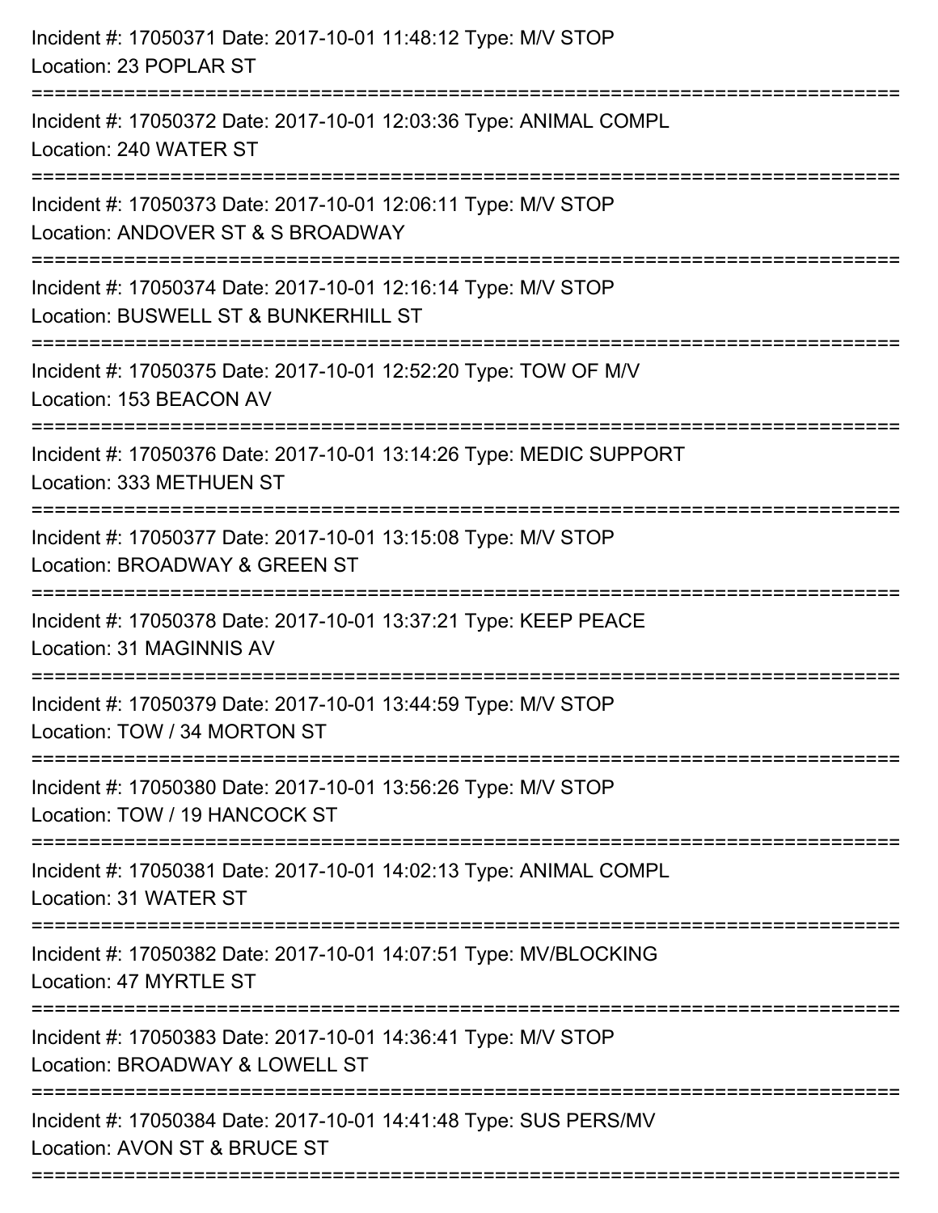Incident #: 17050371 Date: 2017-10-01 11:48:12 Type: M/V STOP
Location: 23 POPLAR ST

===========================================================================

Incident #: 17050372 Date: 2017-10-01 12:03:36 Type: ANIMAL COMPL
Location: 240 WATER ST

===========================================================================

Incident #: 17050373 Date: 2017-10-01 12:06:11 Type: M/V STOP
Location: ANDOVER ST & S BROADWAY

===========================================================================

Incident #: 17050374 Date: 2017-10-01 12:16:14 Type: M/V STOP
Location: BUSWELL ST & BUNKERHILL ST

===========================================================================

Incident #: 17050375 Date: 2017-10-01 12:52:20 Type: TOW OF M/V
Location: 153 BEACON AV

===========================================================================

Incident #: 17050376 Date: 2017-10-01 13:14:26 Type: MEDIC SUPPORT
Location: 333 METHUEN ST

===========================================================================

Incident #: 17050377 Date: 2017-10-01 13:15:08 Type: M/V STOP
Location: BROADWAY & GREEN ST

===========================================================================

Incident #: 17050378 Date: 2017-10-01 13:37:21 Type: KEEP PEACE
Location: 31 MAGINNIS AV

===========================================================================

Incident #: 17050379 Date: 2017-10-01 13:44:59 Type: M/V STOP
Location: TOW / 34 MORTON ST

===========================================================================

Incident #: 17050380 Date: 2017-10-01 13:56:26 Type: M/V STOP
Location: TOW / 19 HANCOCK ST

===========================================================================

Incident #: 17050381 Date: 2017-10-01 14:02:13 Type: ANIMAL COMPL
Location: 31 WATER ST

===========================================================================

Incident #: 17050382 Date: 2017-10-01 14:07:51 Type: MV/BLOCKING
Location: 47 MYRTLE ST

===========================================================================

Incident #: 17050383 Date: 2017-10-01 14:36:41 Type: M/V STOP
Location: BROADWAY & LOWELL ST

===========================================================================

Incident #: 17050384 Date: 2017-10-01 14:41:48 Type: SUS PERS/MV
Location: AVON ST & BRUCE ST

===========================================================================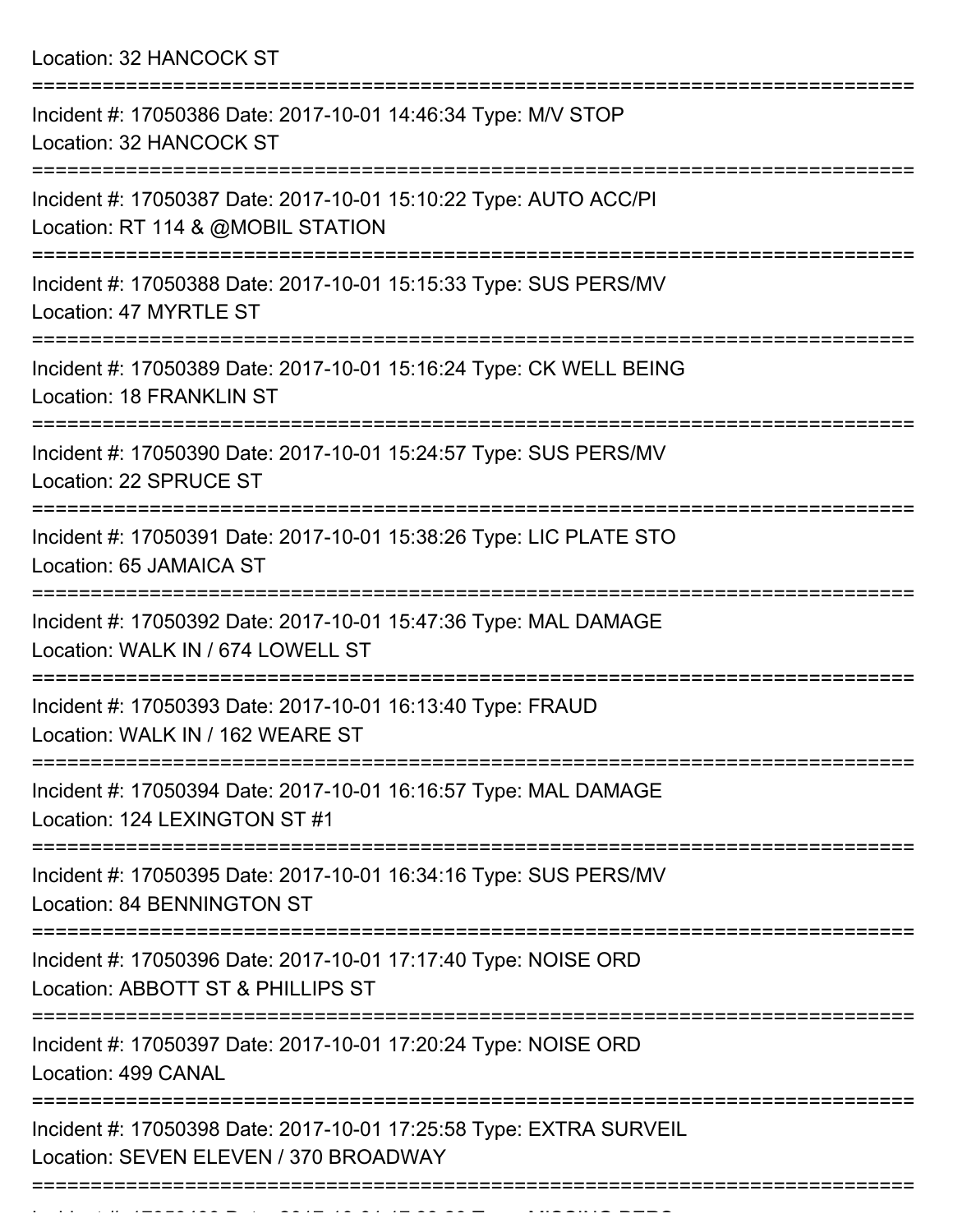Location: 32 HANCOCK ST

===========================================================================

Incident #: 17050386 Date: 2017-10-01 14:46:34 Type: M/V STOP
Location: 32 HANCOCK ST

===========================================================================

Incident #: 17050387 Date: 2017-10-01 15:10:22 Type: AUTO ACC/PI
Location: RT 114 & @MOBIL STATION

===========================================================================

Incident #: 17050388 Date: 2017-10-01 15:15:33 Type: SUS PERS/MV
Location: 47 MYRTLE ST

===========================================================================

Incident #: 17050389 Date: 2017-10-01 15:16:24 Type: CK WELL BEING
Location: 18 FRANKLIN ST

===========================================================================

Incident #: 17050390 Date: 2017-10-01 15:24:57 Type: SUS PERS/MV
Location: 22 SPRUCE ST

===========================================================================

Incident #: 17050391 Date: 2017-10-01 15:38:26 Type: LIC PLATE STO
Location: 65 JAMAICA ST

===========================================================================

Incident #: 17050392 Date: 2017-10-01 15:47:36 Type: MAL DAMAGE
Location: WALK IN / 674 LOWELL ST

===========================================================================

Incident #: 17050393 Date: 2017-10-01 16:13:40 Type: FRAUD
Location: WALK IN / 162 WEARE ST

===========================================================================

Incident #: 17050394 Date: 2017-10-01 16:16:57 Type: MAL DAMAGE
Location: 124 LEXINGTON ST #1

===========================================================================

Incident #: 17050395 Date: 2017-10-01 16:34:16 Type: SUS PERS/MV
Location: 84 BENNINGTON ST

===========================================================================

Incident #: 17050396 Date: 2017-10-01 17:17:40 Type: NOISE ORD
Location: ABBOTT ST & PHILLIPS ST

===========================================================================

Incident #: 17050397 Date: 2017-10-01 17:20:24 Type: NOISE ORD
Location: 499 CANAL

===========================================================================

Incident #: 17050398 Date: 2017-10-01 17:25:58 Type: EXTRA SURVEIL
Location: SEVEN ELEVEN / 370 BROADWAY

===========================================================================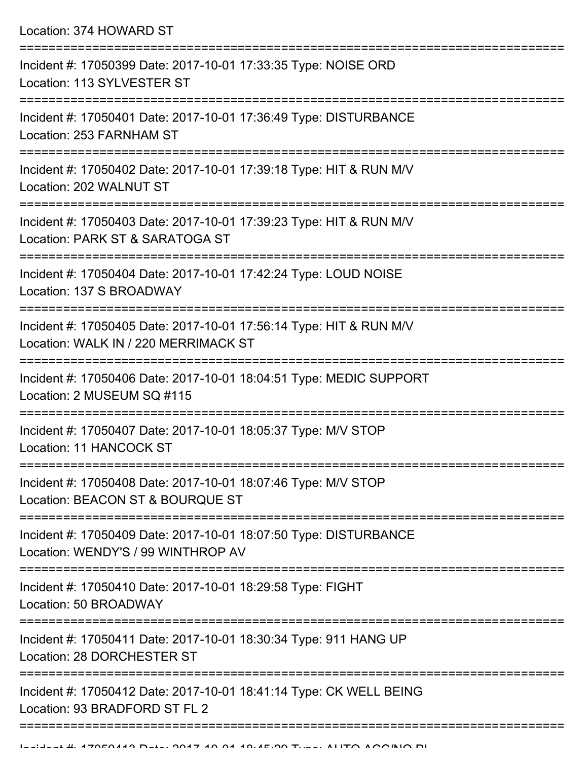Location: 374 HOWARD ST

===========================================================================

Incident #: 17050399 Date: 2017-10-01 17:33:35 Type: NOISE ORD
Location: 113 SYLVESTER ST

===========================================================================

Incident #: 17050401 Date: 2017-10-01 17:36:49 Type: DISTURBANCE
Location: 253 FARNHAM ST

===========================================================================

Incident #: 17050402 Date: 2017-10-01 17:39:18 Type: HIT & RUN M/V
Location: 202 WALNUT ST

===========================================================================

Incident #: 17050403 Date: 2017-10-01 17:39:23 Type: HIT & RUN M/V
Location: PARK ST & SARATOGA ST

===========================================================================

Incident #: 17050404 Date: 2017-10-01 17:42:24 Type: LOUD NOISE
Location: 137 S BROADWAY

===========================================================================

Incident #: 17050405 Date: 2017-10-01 17:56:14 Type: HIT & RUN M/V
Location: WALK IN / 220 MERRIMACK ST

===========================================================================

Incident #: 17050406 Date: 2017-10-01 18:04:51 Type: MEDIC SUPPORT
Location: 2 MUSEUM SQ #115

===========================================================================

Incident #: 17050407 Date: 2017-10-01 18:05:37 Type: M/V STOP
Location: 11 HANCOCK ST

===========================================================================

Incident #: 17050408 Date: 2017-10-01 18:07:46 Type: M/V STOP
Location: BEACON ST & BOURQUE ST

===========================================================================

Incident #: 17050409 Date: 2017-10-01 18:07:50 Type: DISTURBANCE
Location: WENDY'S / 99 WINTHROP AV

===========================================================================

Incident #: 17050410 Date: 2017-10-01 18:29:58 Type: FIGHT
Location: 50 BROADWAY

===========================================================================

Incident #: 17050411 Date: 2017-10-01 18:30:34 Type: 911 HANG UP
Location: 28 DORCHESTER ST

===========================================================================

Incident #: 17050412 Date: 2017-10-01 18:41:14 Type: CK WELL BEING
Location: 93 BRADFORD ST FL 2

===========================================================================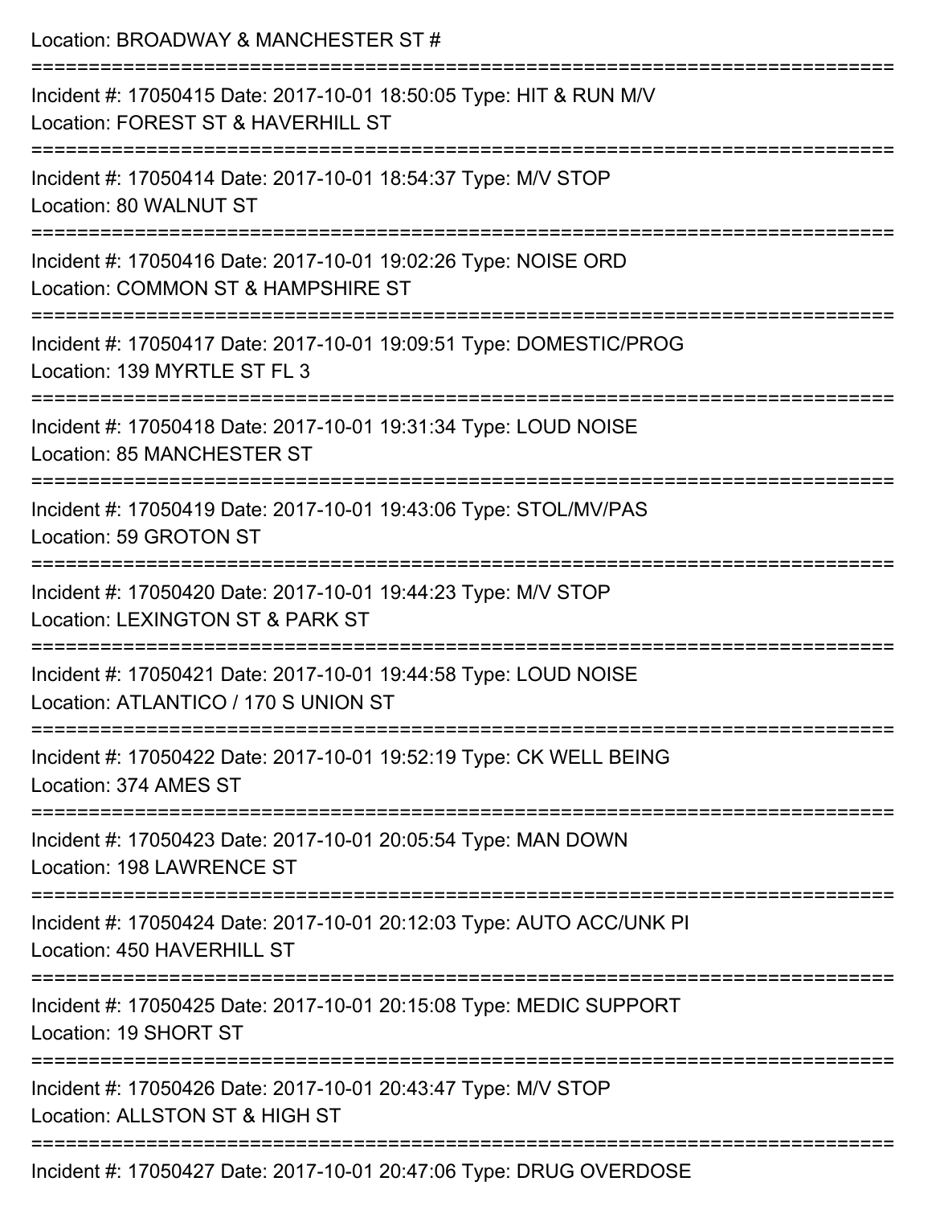Location: BROADWAY & MANCHESTER ST #

===========================================================================

Incident #: 17050415 Date: 2017-10-01 18:50:05 Type: HIT & RUN M/V
Location: FOREST ST & HAVERHILL ST

===========================================================================

Incident #: 17050414 Date: 2017-10-01 18:54:37 Type: M/V STOP
Location: 80 WALNUT ST

===========================================================================

Incident #: 17050416 Date: 2017-10-01 19:02:26 Type: NOISE ORD
Location: COMMON ST & HAMPSHIRE ST

===========================================================================

Incident #: 17050417 Date: 2017-10-01 19:09:51 Type: DOMESTIC/PROG
Location: 139 MYRTLE ST FL 3

===========================================================================

Incident #: 17050418 Date: 2017-10-01 19:31:34 Type: LOUD NOISE
Location: 85 MANCHESTER ST

===========================================================================

Incident #: 17050419 Date: 2017-10-01 19:43:06 Type: STOL/MV/PAS
Location: 59 GROTON ST

===========================================================================

Incident #: 17050420 Date: 2017-10-01 19:44:23 Type: M/V STOP
Location: LEXINGTON ST & PARK ST

===========================================================================

Incident #: 17050421 Date: 2017-10-01 19:44:58 Type: LOUD NOISE
Location: ATLANTICO / 170 S UNION ST

===========================================================================

Incident #: 17050422 Date: 2017-10-01 19:52:19 Type: CK WELL BEING
Location: 374 AMES ST

===========================================================================

Incident #: 17050423 Date: 2017-10-01 20:05:54 Type: MAN DOWN
Location: 198 LAWRENCE ST

===========================================================================

Incident #: 17050424 Date: 2017-10-01 20:12:03 Type: AUTO ACC/UNK PI
Location: 450 HAVERHILL ST

===========================================================================

Incident #: 17050425 Date: 2017-10-01 20:15:08 Type: MEDIC SUPPORT
Location: 19 SHORT ST

===========================================================================

Incident #: 17050426 Date: 2017-10-01 20:43:47 Type: M/V STOP
Location: ALLSTON ST & HIGH ST

===========================================================================

Incident #: 17050427 Date: 2017-10-01 20:47:06 Type: DRUG OVERDOSE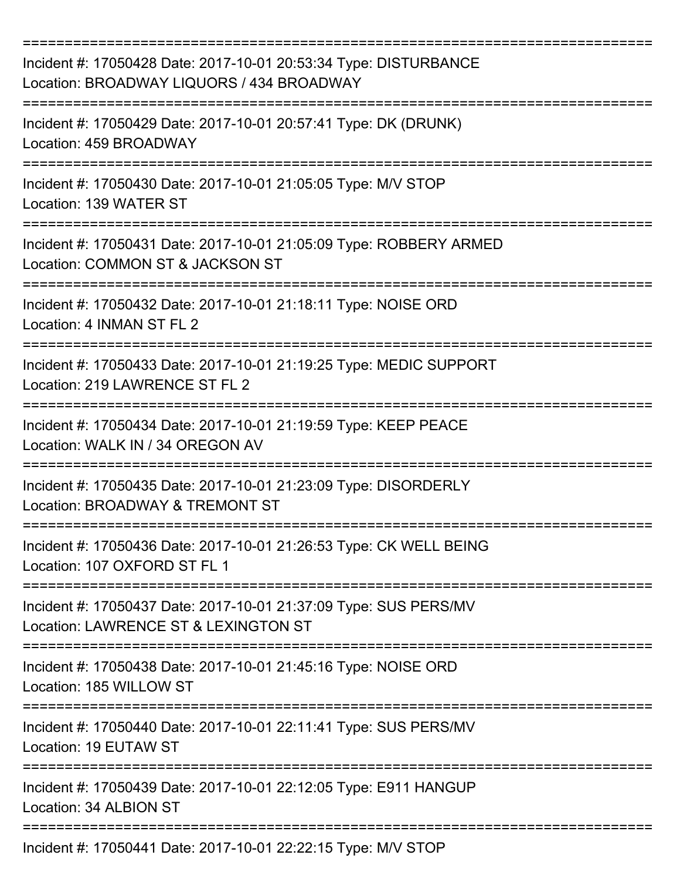Incident #: 17050428 Date: 2017-10-01 20:53:34 Type: DISTURBANCE
Location: BROADWAY LIQUORS / 434 BROADWAY

Incident #: 17050429 Date: 2017-10-01 20:57:41 Type: DK (DRUNK)
Location: 459 BROADWAY

Incident #: 17050430 Date: 2017-10-01 21:05:05 Type: M/V STOP
Location: 139 WATER ST

Incident #: 17050431 Date: 2017-10-01 21:05:09 Type: ROBBERY ARMED
Location: COMMON ST & JACKSON ST

Incident #: 17050432 Date: 2017-10-01 21:18:11 Type: NOISE ORD
Location: 4 INMAN ST FL 2

Incident #: 17050433 Date: 2017-10-01 21:19:25 Type: MEDIC SUPPORT
Location: 219 LAWRENCE ST FL 2

Incident #: 17050434 Date: 2017-10-01 21:19:59 Type: KEEP PEACE
Location: WALK IN / 34 OREGON AV

Incident #: 17050435 Date: 2017-10-01 21:23:09 Type: DISORDERLY
Location: BROADWAY & TREMONT ST

Incident #: 17050436 Date: 2017-10-01 21:26:53 Type: CK WELL BEING
Location: 107 OXFORD ST FL 1

Incident #: 17050437 Date: 2017-10-01 21:37:09 Type: SUS PERS/MV
Location: LAWRENCE ST & LEXINGTON ST

Incident #: 17050438 Date: 2017-10-01 21:45:16 Type: NOISE ORD
Location: 185 WILLOW ST

Incident #: 17050440 Date: 2017-10-01 22:11:41 Type: SUS PERS/MV
Location: 19 EUTAW ST

Incident #: 17050439 Date: 2017-10-01 22:12:05 Type: E911 HANGUP
Location: 34 ALBION ST

Incident #: 17050441 Date: 2017-10-01 22:22:15 Type: M/V STOP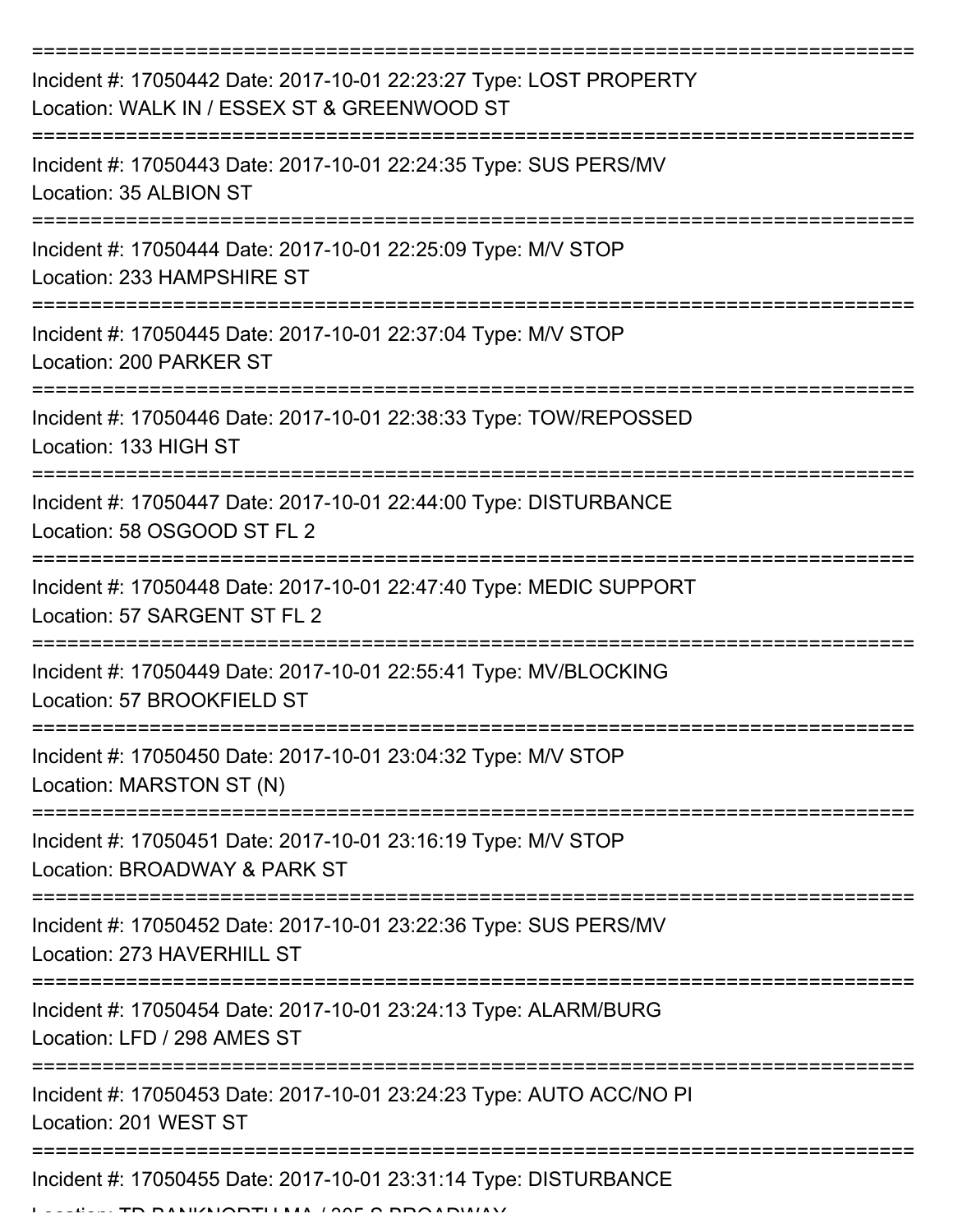Incident #: 17050442 Date: 2017-10-01 22:23:27 Type: LOST PROPERTY
Location: WALK IN / ESSEX ST & GREENWOOD ST

Incident #: 17050443 Date: 2017-10-01 22:24:35 Type: SUS PERS/MV
Location: 35 ALBION ST

Incident #: 17050444 Date: 2017-10-01 22:25:09 Type: M/V STOP
Location: 233 HAMPSHIRE ST

Incident #: 17050445 Date: 2017-10-01 22:37:04 Type: M/V STOP
Location: 200 PARKER ST

Incident #: 17050446 Date: 2017-10-01 22:38:33 Type: TOW/REPOSSED
Location: 133 HIGH ST

Incident #: 17050447 Date: 2017-10-01 22:44:00 Type: DISTURBANCE
Location: 58 OSGOOD ST FL 2

Incident #: 17050448 Date: 2017-10-01 22:47:40 Type: MEDIC SUPPORT
Location: 57 SARGENT ST FL 2

Incident #: 17050449 Date: 2017-10-01 22:55:41 Type: MV/BLOCKING
Location: 57 BROOKFIELD ST

Incident #: 17050450 Date: 2017-10-01 23:04:32 Type: M/V STOP
Location: MARSTON ST (N)

Incident #: 17050451 Date: 2017-10-01 23:16:19 Type: M/V STOP
Location: BROADWAY & PARK ST

Incident #: 17050452 Date: 2017-10-01 23:22:36 Type: SUS PERS/MV
Location: 273 HAVERHILL ST

Incident #: 17050454 Date: 2017-10-01 23:24:13 Type: ALARM/BURG
Location: LFD / 298 AMES ST

Incident #: 17050453 Date: 2017-10-01 23:24:23 Type: AUTO ACC/NO PI
Location: 201 WEST ST

Incident #: 17050455 Date: 2017-10-01 23:31:14 Type: DISTURBANCE
Location: TD BANKNORTH MA / 305 S BROADWAY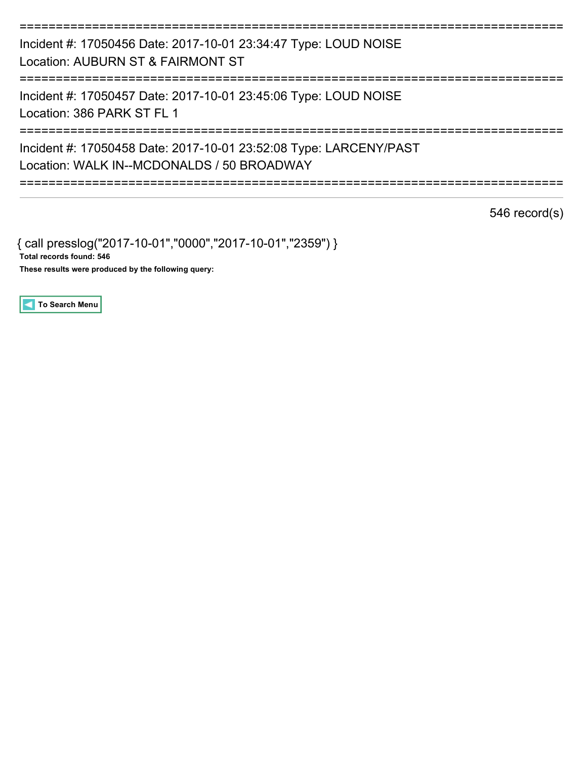===========================================================================

Incident #: 17050456 Date: 2017-10-01 23:34:47 Type: LOUD NOISE
Location: AUBURN ST & FAIRMONT ST

===========================================================================

Incident #: 17050457 Date: 2017-10-01 23:45:06 Type: LOUD NOISE
Location: 386 PARK ST FL 1

===========================================================================

Incident #: 17050458 Date: 2017-10-01 23:52:08 Type: LARCENY/PAST
Location: WALK IN--MCDONALDS / 50 BROADWAY

===========================================================================

546 record(s)

{ call presslog("2017-10-01","0000","2017-10-01","2359") }

**Total records found: 546**

**These results were produced by the following query:**

**To Search Menu**